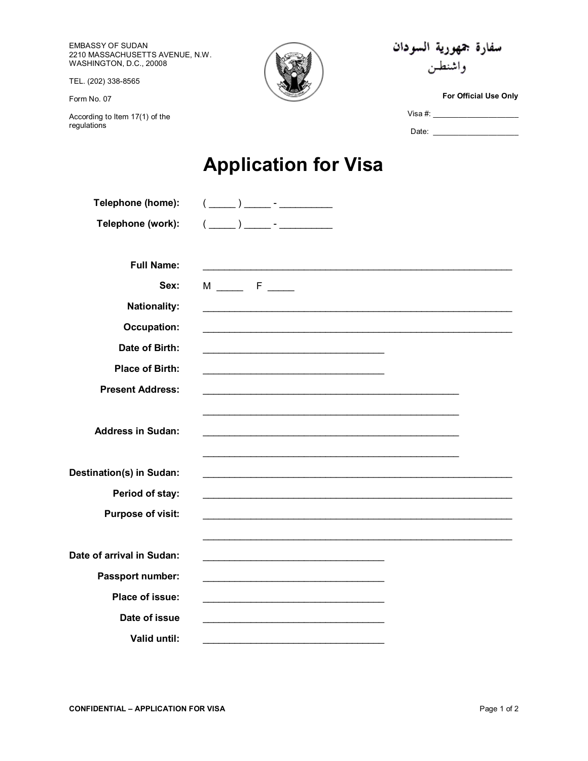EMBASSY OF SUDAN
2210 MASSACHUSETTS AVENUE, N.W.
WASHINGTON, D.C., 20008

TEL. (202) 338-8565

Form No. 07

According to Item 17(1) of the regulations

سفارة جمهورية السودان
واشنطن

**For Official Use Only**

Visa #: ____________________

Date: ____________________

# Application for Visa

**Telephone (home):** ( _____ ) _____ - __________

**Telephone (work):** ( _____ ) _____ - __________

**Full Name:** ____________________________________________________________

**Sex:** M _____ F _____

**Nationality:** ____________________________________________________________

**Occupation:** ____________________________________________________________

**Date of Birth:** ___________________________________

**Place of Birth:** ___________________________________

**Present Address:** __________________________________________________

__________________________________________________

**Address in Sudan:** __________________________________________________

__________________________________________________

**Destination(s) in Sudan:** ____________________________________________________________

**Period of stay:** ____________________________________________________________

**Purpose of visit:** ____________________________________________________________

____________________________________________________________

**Date of arrival in Sudan:** ___________________________________

**Passport number:** ___________________________________

**Place of issue:** ___________________________________

**Date of issue** ___________________________________

**Valid until:** ___________________________________

**CONFIDENTIAL – APPLICATION FOR VISA**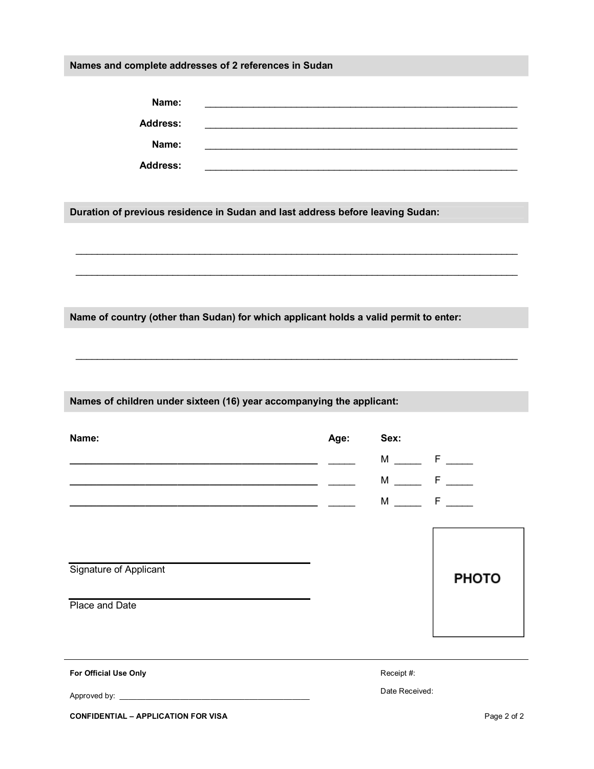## Names and complete addresses of 2 references in Sudan

**Name:** ____________________________________________________________

**Address:** ____________________________________________________________

**Name:** ____________________________________________________________

**Address:** ____________________________________________________________

## Duration of previous residence in Sudan and last address before leaving Sudan:

______________________________________________________________________________

______________________________________________________________________________

## Name of country (other than Sudan) for which applicant holds a valid permit to enter:

______________________________________________________________________________

## Names of children under sixteen (16) year accompanying the applicant:

| Name: | Age: | Sex: | |
|---|---|---|---|
| ______________________________________________ | _____ | M _____ | F _____ |
| ______________________________________________ | _____ | M _____ | F _____ |
| ______________________________________________ | _____ | M _____ | F _____ |

______________________________________________

Signature of Applicant

______________________________________________

Place and Date

PHOTO

---

**For Official Use Only**

Approved by: ____________________________________________

Receipt #:

Date Received:

**CONFIDENTIAL – APPLICATION FOR VISA**